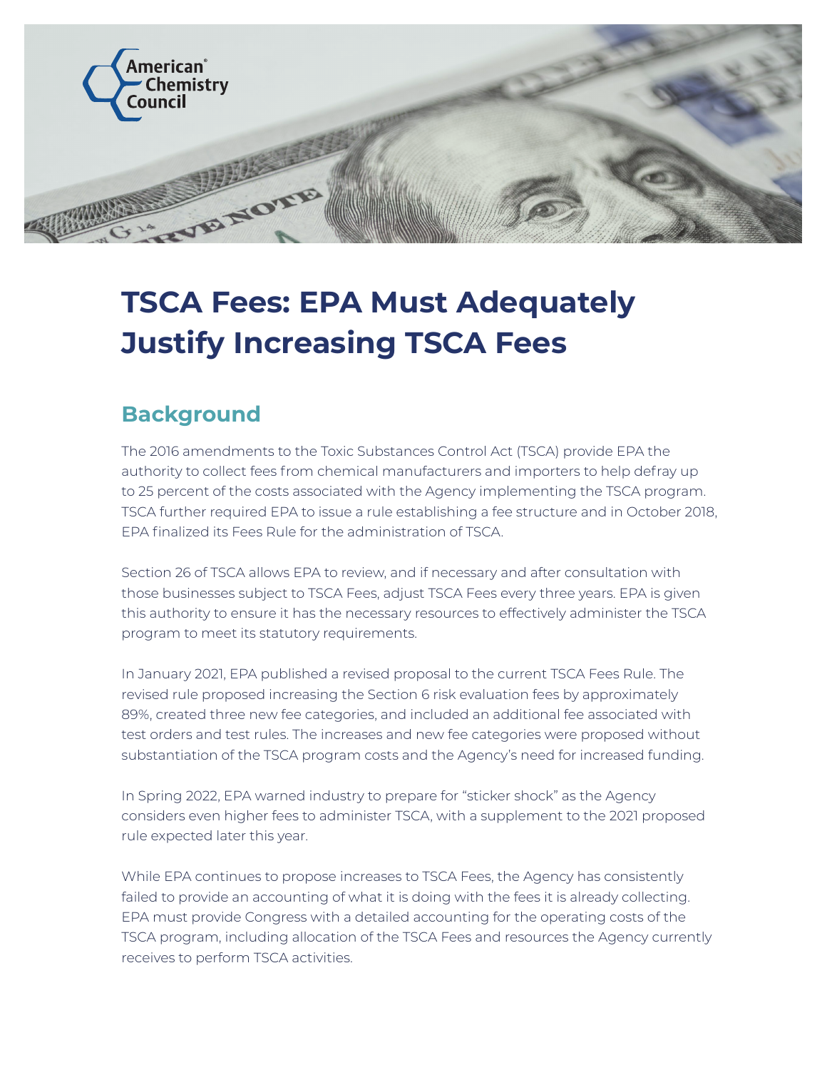# TSCA Fees: EPA Must Adequately Justify Increasing TSCA Fees

## Background

The 2016 amendments to the Toxic Substances Control Act (TSCA) provide EPA the authority to collect fees from chemical manufacturers and importers to help defray up to 25 percent of the costs associated with the Agency implementing the TSCA program. TSCA further required EPA to issue a rule establishing a fee structure and in October 2018, EPA finalized its Fees Rule for the administration of TSCA.

Section 26 of TSCA allows EPA to review, and if necessary and after consultation with those businesses subject to TSCA Fees, adjust TSCA Fees every three years. EPA is given this authority to ensure it has the necessary resources to effectively administer the TSCA program to meet its statutory requirements.

In January 2021, EPA published a revised proposal to the current TSCA Fees Rule. The revised rule proposed increasing the Section 6 risk evaluation fees by approximately 89%, created three new fee categories, and included an additional fee associated with test orders and test rules. The increases and new fee categories were proposed without substantiation of the TSCA program costs and the Agency's need for increased funding.

In Spring 2022, EPA warned industry to prepare for "sticker shock" as the Agency considers even higher fees to administer TSCA, with a supplement to the 2021 proposed rule expected later this year.

While EPA continues to propose increases to TSCA Fees, the Agency has consistently failed to provide an accounting of what it is doing with the fees it is already collecting. EPA must provide Congress with a detailed accounting for the operating costs of the TSCA program, including allocation of the TSCA Fees and resources the Agency currently receives to perform TSCA activities.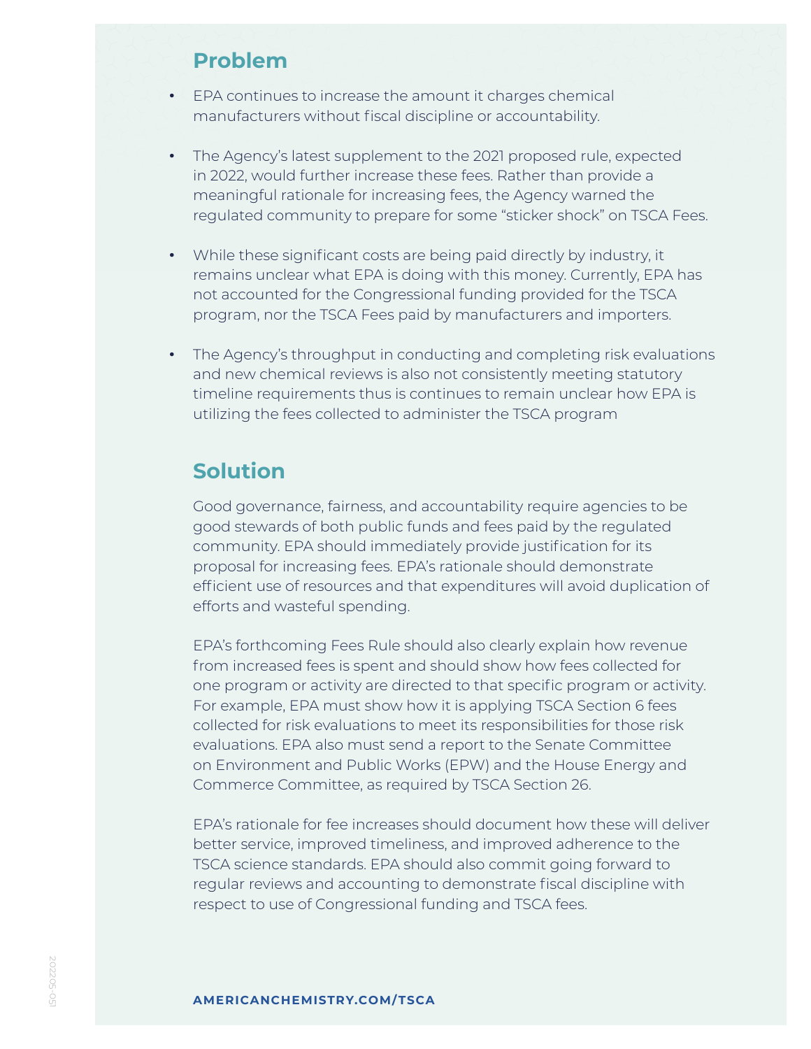## Problem

- EPA continues to increase the amount it charges chemical manufacturers without fiscal discipline or accountability.
- The Agency's latest supplement to the 2021 proposed rule, expected in 2022, would further increase these fees. Rather than provide a meaningful rationale for increasing fees, the Agency warned the regulated community to prepare for some "sticker shock" on TSCA Fees.
- While these significant costs are being paid directly by industry, it remains unclear what EPA is doing with this money. Currently, EPA has not accounted for the Congressional funding provided for the TSCA program, nor the TSCA Fees paid by manufacturers and importers.
- The Agency's throughput in conducting and completing risk evaluations and new chemical reviews is also not consistently meeting statutory timeline requirements thus is continues to remain unclear how EPA is utilizing the fees collected to administer the TSCA program

## Solution

Good governance, fairness, and accountability require agencies to be good stewards of both public funds and fees paid by the regulated community. EPA should immediately provide justification for its proposal for increasing fees. EPA's rationale should demonstrate efficient use of resources and that expenditures will avoid duplication of efforts and wasteful spending.

EPA's forthcoming Fees Rule should also clearly explain how revenue from increased fees is spent and should show how fees collected for one program or activity are directed to that specific program or activity. For example, EPA must show how it is applying TSCA Section 6 fees collected for risk evaluations to meet its responsibilities for those risk evaluations. EPA also must send a report to the Senate Committee on Environment and Public Works (EPW) and the House Energy and Commerce Committee, as required by TSCA Section 26.

EPA's rationale for fee increases should document how these will deliver better service, improved timeliness, and improved adherence to the TSCA science standards. EPA should also commit going forward to regular reviews and accounting to demonstrate fiscal discipline with respect to use of Congressional funding and TSCA fees.

**AMERICANCHEMISTRY.COM/TSCA**

202205-051